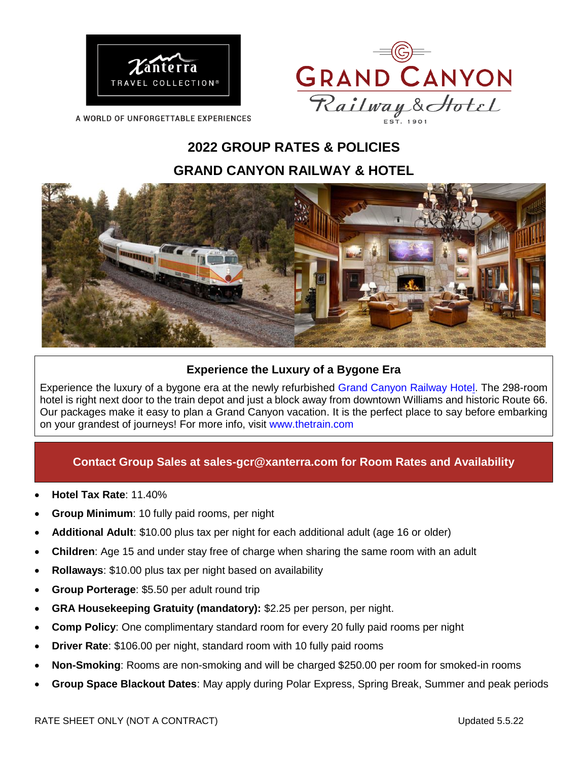A WORLD OF UNFORGETTABLE EXPERIENCES

# 2022 GROUP RATES & POLICIES

# GRAND CANYON RAILWAY & HOTEL

### Experience the Luxury of a Bygone Era

Experience the luxury of a bygone era at the newly refurbished Grand Canyon Railway Hotel. The 298-room hotel is right next door to the train depot and just a block away from downtown Williams and historic Route 66. Our packages make it easy to plan a Grand Canyon vacation. It is the perfect place to say before embarking on your grandest of journeys! For more info, visit www.thetrain.com

### Contact Group Sales at sales-gcr@xanterra.com for Room Rates and Availability

- **Hotel Tax Rate**: 11.40%
- **Group Minimum**: 10 fully paid rooms, per night
- **Additional Adult**: $10.00 plus tax per night for each additional adult (age 16 or older)
- **Children**: Age 15 and under stay free of charge when sharing the same room with an adult
- **Rollaways**: $10.00 plus tax per night based on availability
- **Group Porterage**: $5.50 per adult round trip
- **GRA Housekeeping Gratuity (mandatory):** $2.25 per person, per night.
- **Comp Policy**: One complimentary standard room for every 20 fully paid rooms per night
- **Driver Rate**: $106.00 per night, standard room with 10 fully paid rooms
- **Non-Smoking**: Rooms are non-smoking and will be charged $250.00 per room for smoked-in rooms
- **Group Space Blackout Dates**: May apply during Polar Express, Spring Break, Summer and peak periods

RATE SHEET ONLY (NOT A CONTRACT) Updated 5.5.22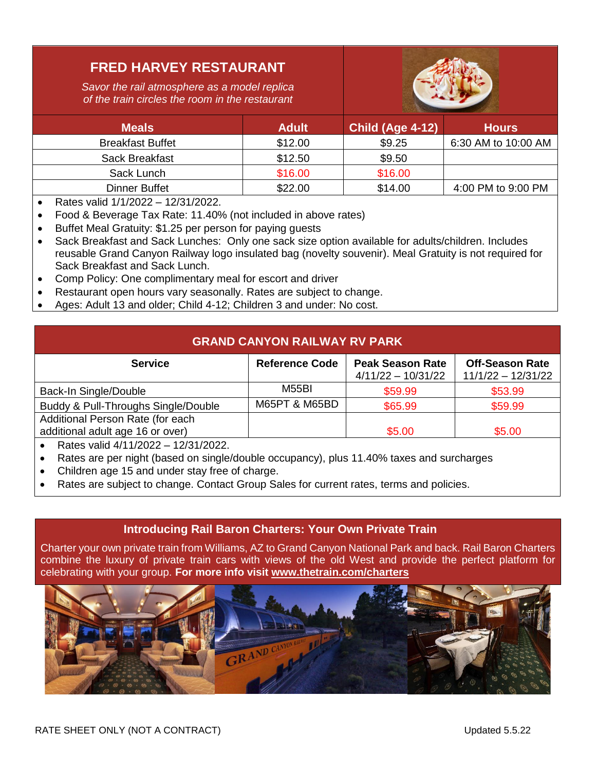## FRED HARVEY RESTAURANT

*Savor the rail atmosphere as a model replica of the train circles the room in the restaurant*

| Meals | Adult | Child (Age 4-12) | Hours |
|---|---|---|---|
| Breakfast Buffet | $12.00 | $9.25 | 6:30 AM to 10:00 AM |
| Sack Breakfast | $12.50 | $9.50 | |
| Sack Lunch | $16.00 | $16.00 | |
| Dinner Buffet | $22.00 | $14.00 | 4:00 PM to 9:00 PM |

- Rates valid 1/1/2022 – 12/31/2022.
- Food & Beverage Tax Rate: 11.40% (not included in above rates)
- Buffet Meal Gratuity: $1.25 per person for paying guests
- Sack Breakfast and Sack Lunches: Only one sack size option available for adults/children. Includes reusable Grand Canyon Railway logo insulated bag (novelty souvenir). Meal Gratuity is not required for Sack Breakfast and Sack Lunch.
- Comp Policy: One complimentary meal for escort and driver
- Restaurant open hours vary seasonally. Rates are subject to change.
- Ages: Adult 13 and older; Child 4-12; Children 3 and under: No cost.

## GRAND CANYON RAILWAY RV PARK

| Service | Reference Code | Peak Season Rate 4/11/22 – 10/31/22 | Off-Season Rate 11/1/22 – 12/31/22 |
|---|---|---|---|
| Back-In Single/Double | M55BI | $59.99 | $53.99 |
| Buddy & Pull-Throughs Single/Double | M65PT & M65BD | $65.99 | $59.99 |
| Additional Person Rate (for each additional adult age 16 or over) | | $5.00 | $5.00 |

- Rates valid 4/11/2022 – 12/31/2022.
- Rates are per night (based on single/double occupancy), plus 11.40% taxes and surcharges
- Children age 15 and under stay free of charge.
- Rates are subject to change. Contact Group Sales for current rates, terms and policies.

## Introducing Rail Baron Charters: Your Own Private Train

Charter your own private train from Williams, AZ to Grand Canyon National Park and back. Rail Baron Charters combine the luxury of private train cars with views of the old West and provide the perfect platform for celebrating with your group. **For more info visit [www.thetrain.com/charters](www.thetrain.com/charters)**

RATE SHEET ONLY (NOT A CONTRACT) Updated 5.5.22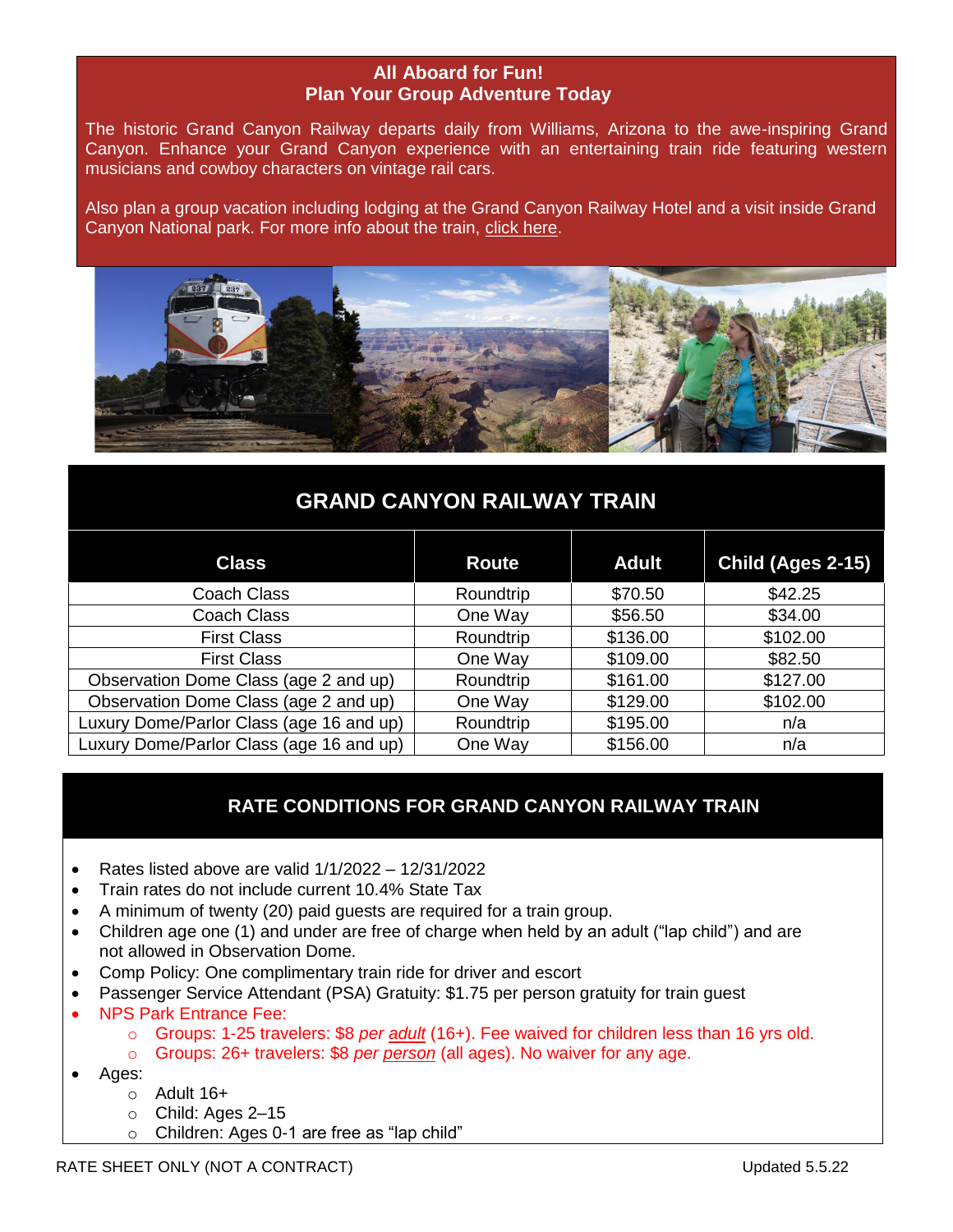## All Aboard for Fun!
## Plan Your Group Adventure Today

The historic Grand Canyon Railway departs daily from Williams, Arizona to the awe-inspiring Grand Canyon. Enhance your Grand Canyon experience with an entertaining train ride featuring western musicians and cowboy characters on vintage rail cars.

Also plan a group vacation including lodging at the Grand Canyon Railway Hotel and a visit inside Grand Canyon National park. For more info about the train, click here.

## GRAND CANYON RAILWAY TRAIN

| Class | Route | Adult | Child (Ages 2-15) |
| --- | --- | --- | --- |
| Coach Class | Roundtrip | $70.50 | $42.25 |
| Coach Class | One Way | $56.50 | $34.00 |
| First Class | Roundtrip | $136.00 | $102.00 |
| First Class | One Way | $109.00 | $82.50 |
| Observation Dome Class (age 2 and up) | Roundtrip | $161.00 | $127.00 |
| Observation Dome Class (age 2 and up) | One Way | $129.00 | $102.00 |
| Luxury Dome/Parlor Class (age 16 and up) | Roundtrip | $195.00 | n/a |
| Luxury Dome/Parlor Class (age 16 and up) | One Way | $156.00 | n/a |

## RATE CONDITIONS FOR GRAND CANYON RAILWAY TRAIN

- Rates listed above are valid 1/1/2022 – 12/31/2022
- Train rates do not include current 10.4% State Tax
- A minimum of twenty (20) paid guests are required for a train group.
- Children age one (1) and under are free of charge when held by an adult ("lap child") and are not allowed in Observation Dome.
- Comp Policy: One complimentary train ride for driver and escort
- Passenger Service Attendant (PSA) Gratuity: $1.75 per person gratuity for train guest
- NPS Park Entrance Fee:
  - Groups: 1-25 travelers: $8 *per adult* (16+). Fee waived for children less than 16 yrs old.
  - Groups: 26+ travelers: $8 *per person* (all ages). No waiver for any age.
- Ages:
  - Adult 16+
  - Child: Ages 2–15
  - Children: Ages 0-1 are free as "lap child"

RATE SHEET ONLY (NOT A CONTRACT)

Updated 5.5.22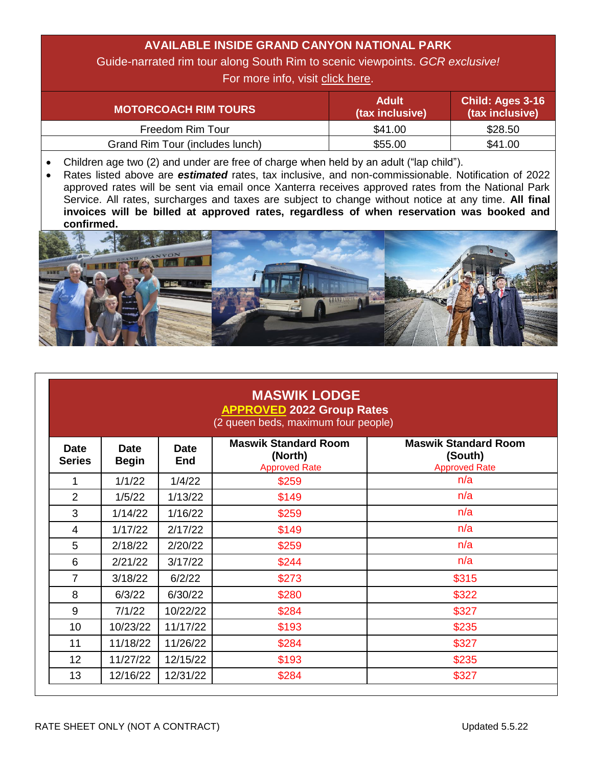## AVAILABLE INSIDE GRAND CANYON NATIONAL PARK

Guide-narrated rim tour along South Rim to scenic viewpoints. *GCR exclusive!*

For more info, visit click here.

| MOTORCOACH RIM TOURS | Adult (tax inclusive) | Child: Ages 3-16 (tax inclusive) |
|---|---|---|
| Freedom Rim Tour | $41.00 | $28.50 |
| Grand Rim Tour (includes lunch) | $55.00 | $41.00 |

- Children age two (2) and under are free of charge when held by an adult ("lap child").
- Rates listed above are ***estimated*** rates, tax inclusive, and non-commissionable. Notification of 2022 approved rates will be sent via email once Xanterra receives approved rates from the National Park Service. All rates, surcharges and taxes are subject to change without notice at any time. **All final invoices will be billed at approved rates, regardless of when reservation was booked and confirmed.**

## MASWIK LODGE

**APPROVED 2022 Group Rates**

(2 queen beds, maximum four people)

| Date Series | Date Begin | Date End | Maswik Standard Room (North) Approved Rate | Maswik Standard Room (South) Approved Rate |
|---|---|---|---|---|
| 1 | 1/1/22 | 1/4/22 | $259 | n/a |
| 2 | 1/5/22 | 1/13/22 | $149 | n/a |
| 3 | 1/14/22 | 1/16/22 | $259 | n/a |
| 4 | 1/17/22 | 2/17/22 | $149 | n/a |
| 5 | 2/18/22 | 2/20/22 | $259 | n/a |
| 6 | 2/21/22 | 3/17/22 | $244 | n/a |
| 7 | 3/18/22 | 6/2/22 | $273 | $315 |
| 8 | 6/3/22 | 6/30/22 | $280 | $322 |
| 9 | 7/1/22 | 10/22/22 | $284 | $327 |
| 10 | 10/23/22 | 11/17/22 | $193 | $235 |
| 11 | 11/18/22 | 11/26/22 | $284 | $327 |
| 12 | 11/27/22 | 12/15/22 | $193 | $235 |
| 13 | 12/16/22 | 12/31/22 | $284 | $327 |

RATE SHEET ONLY (NOT A CONTRACT)

Updated 5.5.22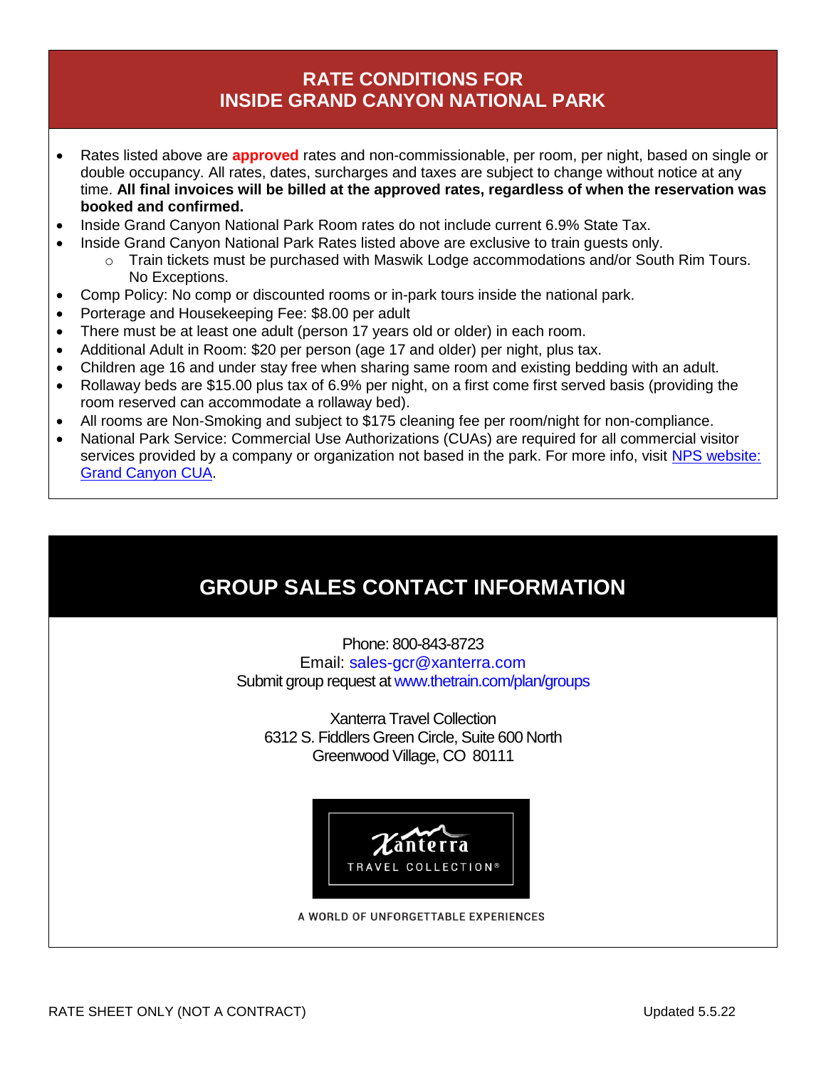## RATE CONDITIONS FOR INSIDE GRAND CANYON NATIONAL PARK

- Rates listed above are **approved** rates and non-commissionable, per room, per night, based on single or double occupancy. All rates, dates, surcharges and taxes are subject to change without notice at any time. **All final invoices will be billed at the approved rates, regardless of when the reservation was booked and confirmed.**
- Inside Grand Canyon National Park Room rates do not include current 6.9% State Tax.
- Inside Grand Canyon National Park Rates listed above are exclusive to train guests only.
  - Train tickets must be purchased with Maswik Lodge accommodations and/or South Rim Tours. No Exceptions.
- Comp Policy: No comp or discounted rooms or in-park tours inside the national park.
- Porterage and Housekeeping Fee: $8.00 per adult
- There must be at least one adult (person 17 years old or older) in each room.
- Additional Adult in Room: $20 per person (age 17 and older) per night, plus tax.
- Children age 16 and under stay free when sharing same room and existing bedding with an adult.
- Rollaway beds are $15.00 plus tax of 6.9% per night, on a first come first served basis (providing the room reserved can accommodate a rollaway bed).
- All rooms are Non-Smoking and subject to $175 cleaning fee per room/night for non-compliance.
- National Park Service: Commercial Use Authorizations (CUAs) are required for all commercial visitor services provided by a company or organization not based in the park. For more info, visit NPS website: Grand Canyon CUA.

## GROUP SALES CONTACT INFORMATION

Phone: 800-843-8723
Email: sales-gcr@xanterra.com
Submit group request at www.thetrain.com/plan/groups

Xanterra Travel Collection
6312 S. Fiddlers Green Circle, Suite 600 North
Greenwood Village, CO 80111

Xanterra TRAVEL COLLECTION®

A WORLD OF UNFORGETTABLE EXPERIENCES

RATE SHEET ONLY (NOT A CONTRACT)

Updated 5.5.22